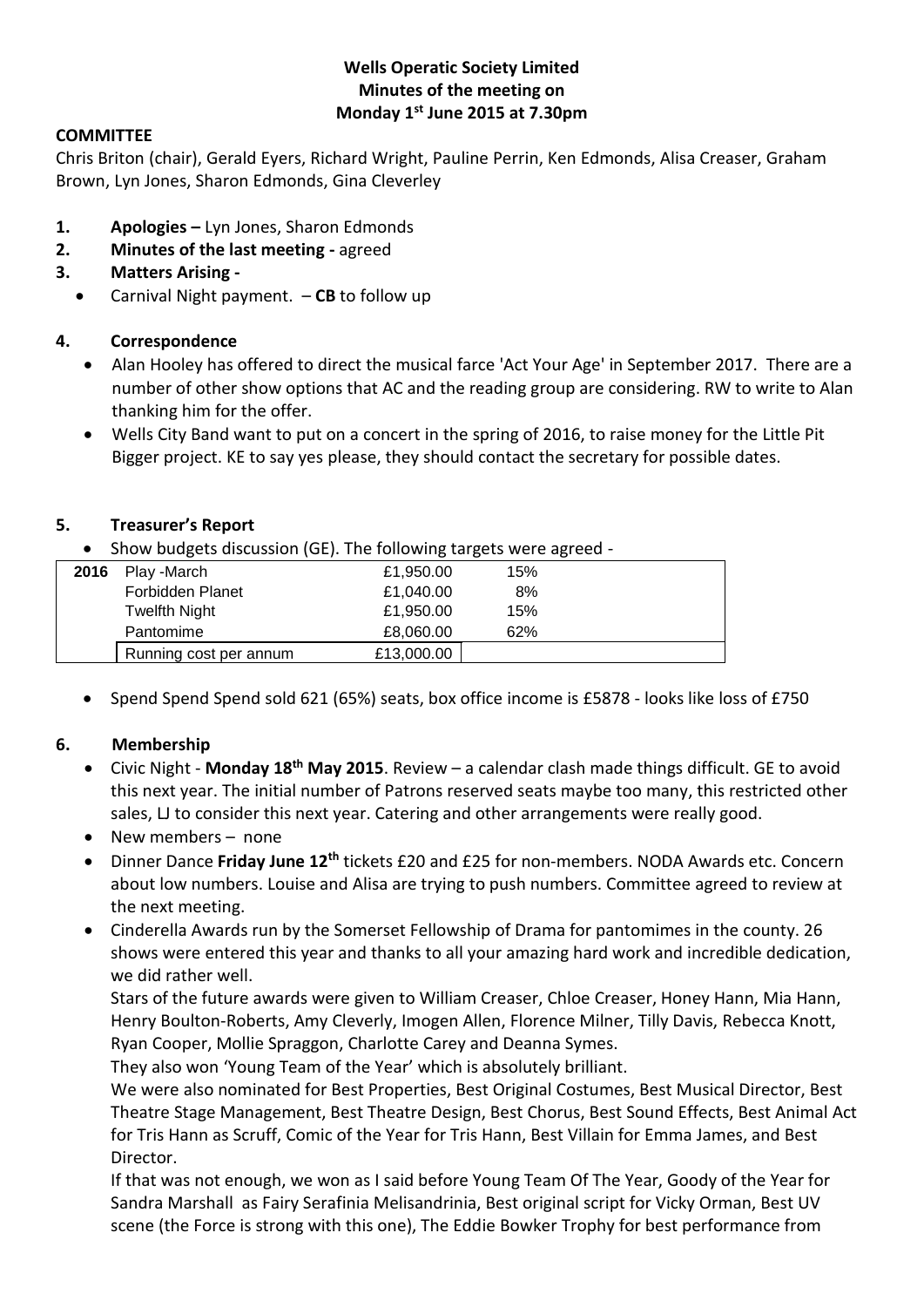**Wells Operatic Society Limited**
**Minutes of the meeting on**
**Monday 1st June 2015 at 7.30pm**

**COMMITTEE**

Chris Briton (chair), Gerald Eyers, Richard Wright, Pauline Perrin, Ken Edmonds, Alisa Creaser, Graham Brown, Lyn Jones, Sharon Edmonds, Gina Cleverley

1. **Apologies –** Lyn Jones, Sharon Edmonds
2. **Minutes of the last meeting -** agreed
3. **Matters Arising -**
   - Carnival Night payment. – **CB** to follow up

4. **Correspondence**
   - Alan Hooley has offered to direct the musical farce 'Act Your Age' in September 2017. There are a number of other show options that AC and the reading group are considering. RW to write to Alan thanking him for the offer.
   - Wells City Band want to put on a concert in the spring of 2016, to raise money for the Little Pit Bigger project. KE to say yes please, they should contact the secretary for possible dates.

5. **Treasurer's Report**
   - Show budgets discussion (GE). The following targets were agreed -

| 2016 | Play -March | £1,950.00 | 15% |
|---|---|---|---|
| | Forbidden Planet | £1,040.00 | 8% |
| | Twelfth Night | £1,950.00 | 15% |
| | Pantomime | £8,060.00 | 62% |
| | Running cost per annum | £13,000.00 | |

   - Spend Spend Spend sold 621 (65%) seats, box office income is £5878 - looks like loss of £750

6. **Membership**
   - Civic Night - **Monday 18th May 2015**. Review – a calendar clash made things difficult. GE to avoid this next year. The initial number of Patrons reserved seats maybe too many, this restricted other sales, LJ to consider this next year. Catering and other arrangements were really good.
   - New members – none
   - Dinner Dance **Friday June 12th** tickets £20 and £25 for non-members. NODA Awards etc. Concern about low numbers. Louise and Alisa are trying to push numbers. Committee agreed to review at the next meeting.
   - Cinderella Awards run by the Somerset Fellowship of Drama for pantomimes in the county. 26 shows were entered this year and thanks to all your amazing hard work and incredible dedication, we did rather well.

     Stars of the future awards were given to William Creaser, Chloe Creaser, Honey Hann, Mia Hann, Henry Boulton-Roberts, Amy Cleverly, Imogen Allen, Florence Milner, Tilly Davis, Rebecca Knott, Ryan Cooper, Mollie Spraggon, Charlotte Carey and Deanna Symes.

     They also won 'Young Team of the Year' which is absolutely brilliant.

     We were also nominated for Best Properties, Best Original Costumes, Best Musical Director, Best Theatre Stage Management, Best Theatre Design, Best Chorus, Best Sound Effects, Best Animal Act for Tris Hann as Scruff, Comic of the Year for Tris Hann, Best Villain for Emma James, and Best Director.

     If that was not enough, we won as I said before Young Team Of The Year, Goody of the Year for Sandra Marshall as Fairy Serafinia Melisandrinia, Best original script for Vicky Orman, Best UV scene (the Force is strong with this one), The Eddie Bowker Trophy for best performance from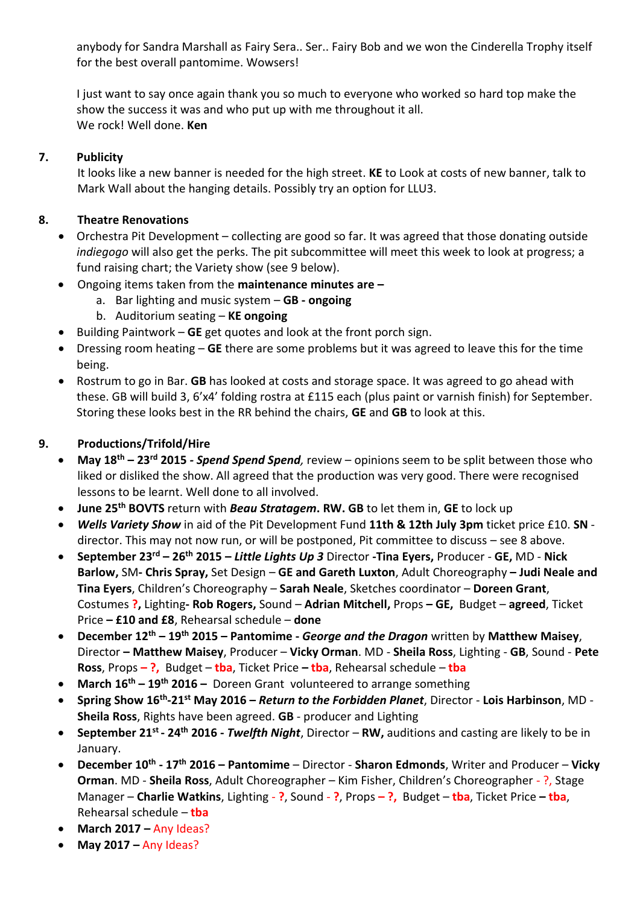anybody for Sandra Marshall as Fairy Sera.. Ser.. Fairy Bob and we won the Cinderella Trophy itself for the best overall pantomime. Wowsers!

I just want to say once again thank you so much to everyone who worked so hard top make the show the success it was and who put up with me throughout it all.
We rock! Well done. **Ken**

**7. Publicity**

It looks like a new banner is needed for the high street. **KE** to Look at costs of new banner, talk to Mark Wall about the hanging details. Possibly try an option for LLU3.

**8. Theatre Renovations**

- Orchestra Pit Development – collecting are good so far. It was agreed that those donating outside *indiegogo* will also get the perks. The pit subcommittee will meet this week to look at progress; a fund raising chart; the Variety show (see 9 below).
- Ongoing items taken from the **maintenance minutes are –**
  a. Bar lighting and music system – **GB - ongoing**
  b. Auditorium seating – **KE ongoing**
- Building Paintwork – **GE** get quotes and look at the front porch sign.
- Dressing room heating – **GE** there are some problems but it was agreed to leave this for the time being.
- Rostrum to go in Bar. **GB** has looked at costs and storage space. It was agreed to go ahead with these. GB will build 3, 6'x4' folding rostra at £115 each (plus paint or varnish finish) for September. Storing these looks best in the RR behind the chairs, **GE** and **GB** to look at this.

**9. Productions/Trifold/Hire**

- **May 18th – 23rd 2015 - *Spend Spend Spend*,** review – opinions seem to be split between those who liked or disliked the show. All agreed that the production was very good. There were recognised lessons to be learnt. Well done to all involved.
- **June 25th BOVTS** return with ***Beau Stratagem*. RW. GB** to let them in, **GE** to lock up
- ***Wells Variety Show*** in aid of the Pit Development Fund **11th & 12th July 3pm** ticket price £10. **SN** - director. This may not now run, or will be postponed, Pit committee to discuss – see 8 above.
- **September 23rd – 26th 2015 – *Little Lights Up 3*** Director **-Tina Eyers,** Producer - **GE,** MD - **Nick Barlow,** SM**- Chris Spray,** Set Design – **GE and Gareth Luxton**, Adult Choreography **– Judi Neale and Tina Eyers**, Children's Choreography – **Sarah Neale**, Sketches coordinator – **Doreen Grant**, Costumes **?,** Lighting**- Rob Rogers,** Sound – **Adrian Mitchell,** Props **– GE,** Budget – **agreed**, Ticket Price **– £10 and £8**, Rehearsal schedule – **done**
- **December 12th – 19th 2015 – Pantomime - *George and the Dragon*** written by **Matthew Maisey**, Director **– Matthew Maisey**, Producer – **Vicky Orman**. MD - **Sheila Ross**, Lighting - **GB**, Sound - **Pete Ross**, Props **– ?,** Budget – **tba**, Ticket Price **– tba**, Rehearsal schedule – **tba**
- **March 16th – 19th 2016 –** Doreen Grant volunteered to arrange something
- **Spring Show 16th-21st May 2016 – *Return to the Forbidden Planet***, Director - **Lois Harbinson**, MD - **Sheila Ross**, Rights have been agreed. **GB** - producer and Lighting
- **September 21st - 24th 2016 - *Twelfth Night***, Director – **RW,** auditions and casting are likely to be in January.
- **December 10th - 17th 2016 – Pantomime** – Director - **Sharon Edmonds**, Writer and Producer – **Vicky Orman**. MD - **Sheila Ross**, Adult Choreographer – Kim Fisher, Children's Choreographer - ?, Stage Manager – **Charlie Watkins**, Lighting - **?**, Sound - **?**, Props **– ?,** Budget – **tba**, Ticket Price **– tba**, Rehearsal schedule – **tba**
- **March 2017 –** Any Ideas?
- **May 2017 –** Any Ideas?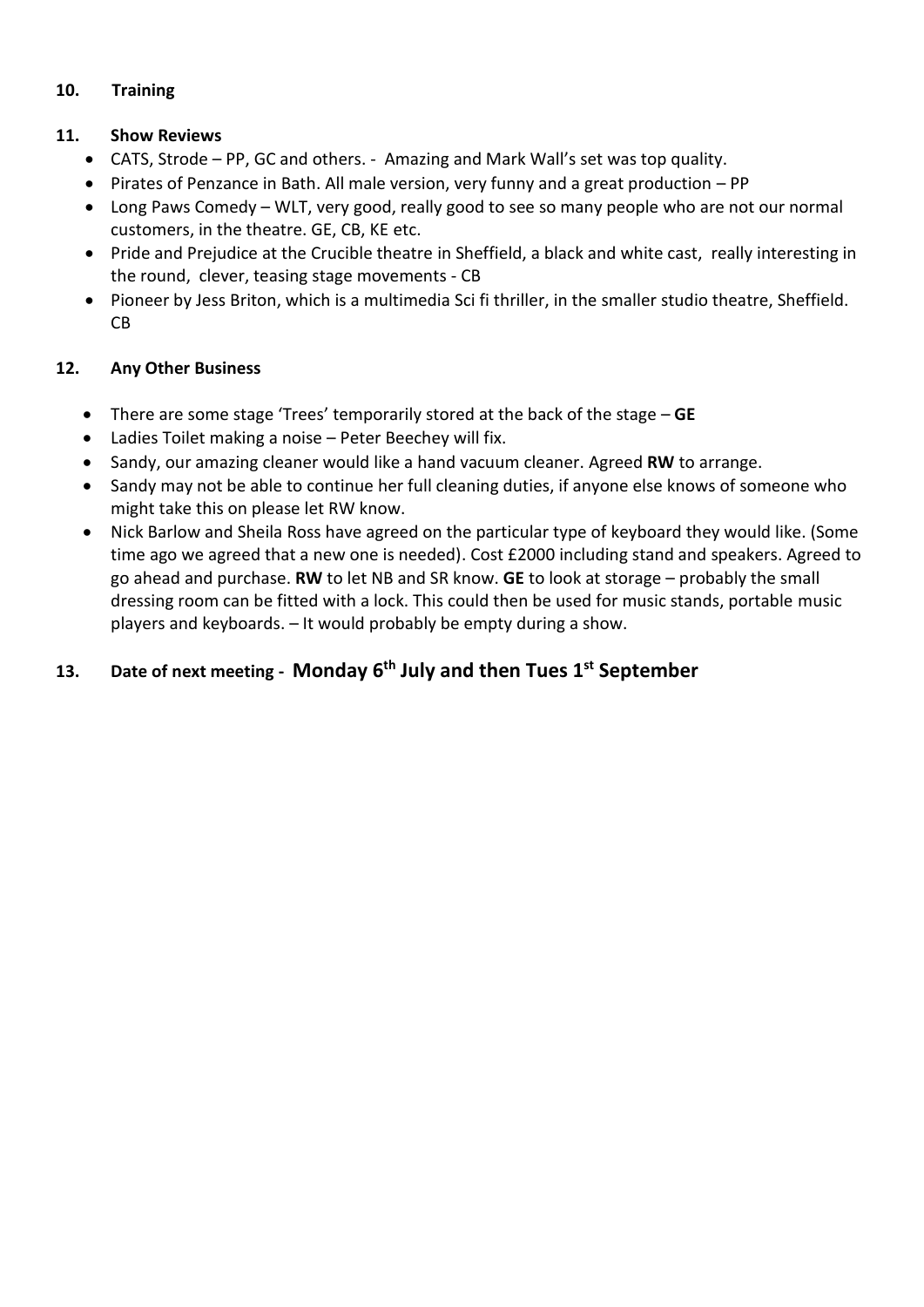## 10. Training

## 11. Show Reviews

- CATS, Strode – PP, GC and others. - Amazing and Mark Wall's set was top quality.
- Pirates of Penzance in Bath. All male version, very funny and a great production – PP
- Long Paws Comedy – WLT, very good, really good to see so many people who are not our normal customers, in the theatre. GE, CB, KE etc.
- Pride and Prejudice at the Crucible theatre in Sheffield, a black and white cast, really interesting in the round, clever, teasing stage movements - CB
- Pioneer by Jess Briton, which is a multimedia Sci fi thriller, in the smaller studio theatre, Sheffield. CB

## 12. Any Other Business

- There are some stage 'Trees' temporarily stored at the back of the stage – **GE**
- Ladies Toilet making a noise – Peter Beechey will fix.
- Sandy, our amazing cleaner would like a hand vacuum cleaner. Agreed **RW** to arrange.
- Sandy may not be able to continue her full cleaning duties, if anyone else knows of someone who might take this on please let RW know.
- Nick Barlow and Sheila Ross have agreed on the particular type of keyboard they would like. (Some time ago we agreed that a new one is needed). Cost £2000 including stand and speakers. Agreed to go ahead and purchase. **RW** to let NB and SR know. **GE** to look at storage – probably the small dressing room can be fitted with a lock. This could then be used for music stands, portable music players and keyboards. – It would probably be empty during a show.

## 13. Date of next meeting - Monday 6th July and then Tues 1st September